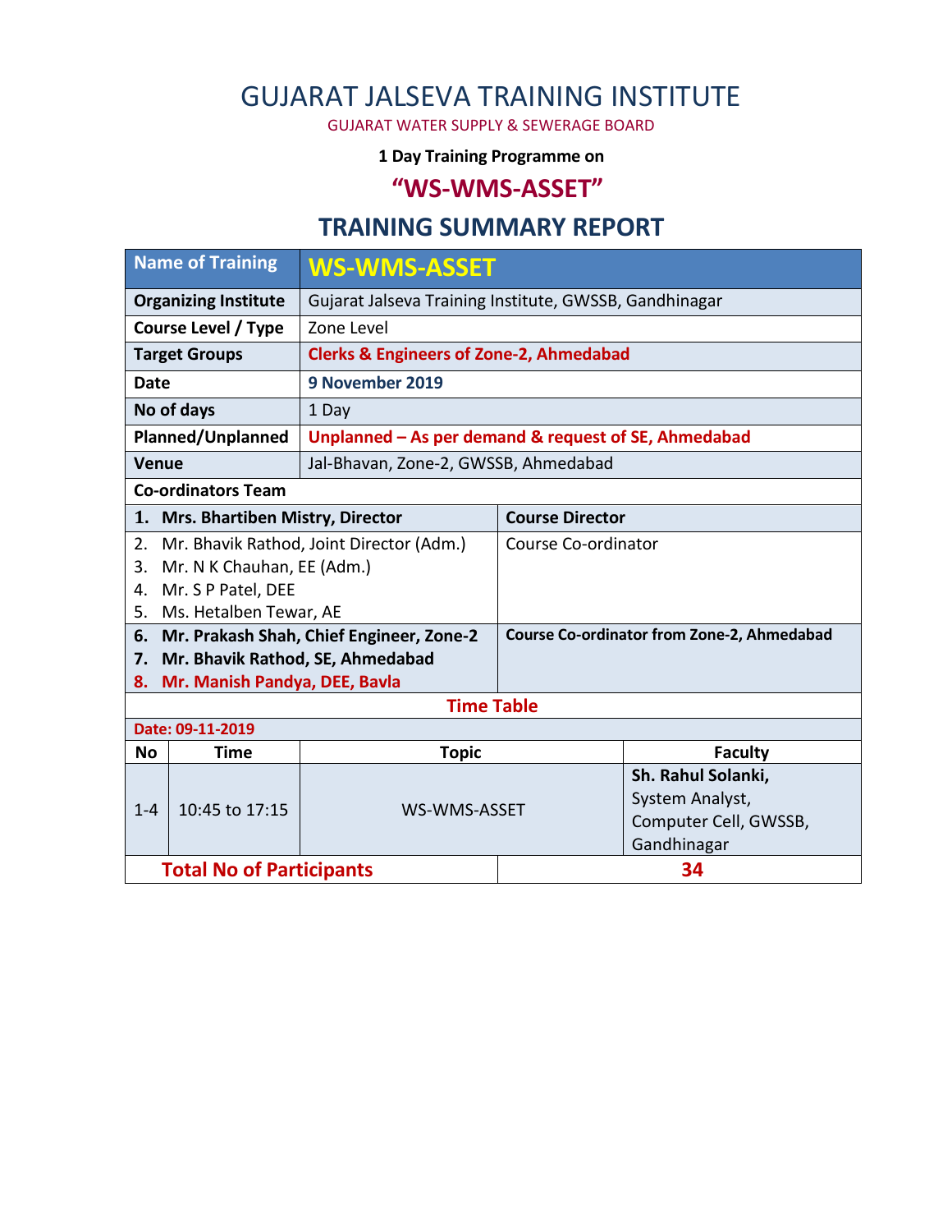# GUJARAT JALSEVA TRAINING INSTITUTE

GUJARAT WATER SUPPLY & SEWERAGE BOARD

**1 Day Training Programme on**

## "WS-WMS-ASSET"

## TRAINING SUMMARY REPORT

| Name of Training | WS-WMS-ASSET |
|---|---|
| **Organizing Institute** | Gujarat Jalseva Training Institute, GWSSB, Gandhinagar |
| **Course Level / Type** | Zone Level |
| **Target Groups** | **Clerks & Engineers of Zone-2, Ahmedabad** |
| **Date** | **9 November 2019** |
| **No of days** | 1 Day |
| **Planned/Unplanned** | **Unplanned – As per demand & request of SE, Ahmedabad** |
| **Venue** | Jal-Bhavan, Zone-2, GWSSB, Ahmedabad |

**Co-ordinators Team**

| Name | Role |
|---|---|
| **1. Mrs. Bhartiben Mistry, Director** | **Course Director** |
| 2. Mr. Bhavik Rathod, Joint Director (Adm.)<br>3. Mr. N K Chauhan, EE (Adm.)<br>4. Mr. S P Patel, DEE<br>5. Ms. Hetalben Tewar, AE | Course Co-ordinator |
| **6. Mr. Prakash Shah, Chief Engineer, Zone-2**<br>**7. Mr. Bhavik Rathod, SE, Ahmedabad**<br>**8. Mr. Manish Pandya, DEE, Bavla** | **Course Co-ordinator from Zone-2, Ahmedabad** |

**Time Table**

**Date: 09-11-2019**

| No | Time | Topic | Faculty |
|---|---|---|---|
| 1-4 | 10:45 to 17:15 | WS-WMS-ASSET | **Sh. Rahul Solanki,** System Analyst, Computer Cell, GWSSB, Gandhinagar |

| **Total No of Participants** | **34** |
|---|---|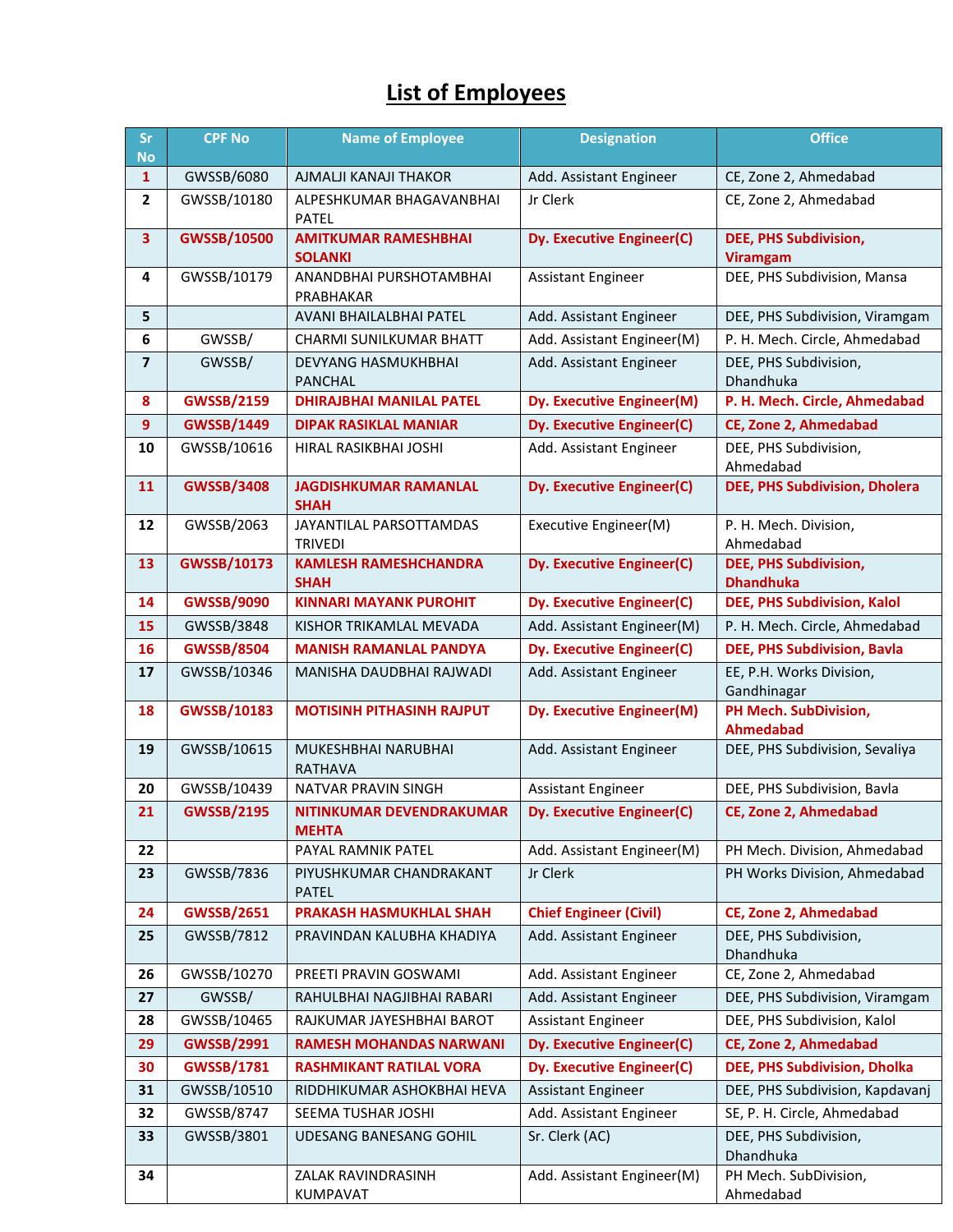# List of Employees

| Sr No | CPF No | Name of Employee | Designation | Office |
|---|---|---|---|---|
| 1 | GWSSB/6080 | AJMALJI KANAJI THAKOR | Add. Assistant Engineer | CE, Zone 2, Ahmedabad |
| 2 | GWSSB/10180 | ALPESHKUMAR BHAGAVANBHAI PATEL | Jr Clerk | CE, Zone 2, Ahmedabad |
| **3** | **GWSSB/10500** | **AMITKUMAR RAMESHBHAI SOLANKI** | **Dy. Executive Engineer(C)** | **DEE, PHS Subdivision, Viramgam** |
| 4 | GWSSB/10179 | ANANDBHAI PURSHOTAMBHAI PRABHAKAR | Assistant Engineer | DEE, PHS Subdivision, Mansa |
| 5 | | AVANI BHAILALBHAI PATEL | Add. Assistant Engineer | DEE, PHS Subdivision, Viramgam |
| 6 | GWSSB/ | CHARMI SUNILKUMAR BHATT | Add. Assistant Engineer(M) | P. H. Mech. Circle, Ahmedabad |
| 7 | GWSSB/ | DEVYANG HASMUKHBHAI PANCHAL | Add. Assistant Engineer | DEE, PHS Subdivision, Dhandhuka |
| **8** | **GWSSB/2159** | **DHIRAJBHAI MANILAL PATEL** | **Dy. Executive Engineer(M)** | **P. H. Mech. Circle, Ahmedabad** |
| **9** | **GWSSB/1449** | **DIPAK RASIKLAL MANIAR** | **Dy. Executive Engineer(C)** | **CE, Zone 2, Ahmedabad** |
| 10 | GWSSB/10616 | HIRAL RASIKBHAI JOSHI | Add. Assistant Engineer | DEE, PHS Subdivision, Ahmedabad |
| **11** | **GWSSB/3408** | **JAGDISHKUMAR RAMANLAL SHAH** | **Dy. Executive Engineer(C)** | **DEE, PHS Subdivision, Dholera** |
| 12 | GWSSB/2063 | JAYANTILAL PARSOTTAMDAS TRIVEDI | Executive Engineer(M) | P. H. Mech. Division, Ahmedabad |
| **13** | **GWSSB/10173** | **KAMLESH RAMESHCHANDRA SHAH** | **Dy. Executive Engineer(C)** | **DEE, PHS Subdivision, Dhandhuka** |
| **14** | **GWSSB/9090** | **KINNARI MAYANK PUROHIT** | **Dy. Executive Engineer(C)** | **DEE, PHS Subdivision, Kalol** |
| 15 | GWSSB/3848 | KISHOR TRIKAMLAL MEVADA | Add. Assistant Engineer(M) | P. H. Mech. Circle, Ahmedabad |
| **16** | **GWSSB/8504** | **MANISH RAMANLAL PANDYA** | **Dy. Executive Engineer(C)** | **DEE, PHS Subdivision, Bavla** |
| 17 | GWSSB/10346 | MANISHA DAUDBHAI RAJWADI | Add. Assistant Engineer | EE, P.H. Works Division, Gandhinagar |
| **18** | **GWSSB/10183** | **MOTISINH PITHASINH RAJPUT** | **Dy. Executive Engineer(M)** | **PH Mech. SubDivision, Ahmedabad** |
| 19 | GWSSB/10615 | MUKESHBHAI NARUBHAI RATHAVA | Add. Assistant Engineer | DEE, PHS Subdivision, Sevaliya |
| 20 | GWSSB/10439 | NATVAR PRAVIN SINGH | Assistant Engineer | DEE, PHS Subdivision, Bavla |
| **21** | **GWSSB/2195** | **NITINKUMAR DEVENDRAKUMAR MEHTA** | **Dy. Executive Engineer(C)** | **CE, Zone 2, Ahmedabad** |
| 22 | | PAYAL RAMNIK PATEL | Add. Assistant Engineer(M) | PH Mech. Division, Ahmedabad |
| 23 | GWSSB/7836 | PIYUSHKUMAR CHANDRAKANT PATEL | Jr Clerk | PH Works Division, Ahmedabad |
| **24** | **GWSSB/2651** | **PRAKASH HASMUKHLAL SHAH** | **Chief Engineer (Civil)** | **CE, Zone 2, Ahmedabad** |
| 25 | GWSSB/7812 | PRAVINDAN KALUBHA KHADIYA | Add. Assistant Engineer | DEE, PHS Subdivision, Dhandhuka |
| 26 | GWSSB/10270 | PREETI PRAVIN GOSWAMI | Add. Assistant Engineer | CE, Zone 2, Ahmedabad |
| 27 | GWSSB/ | RAHULBHAI NAGJIBHAI RABARI | Add. Assistant Engineer | DEE, PHS Subdivision, Viramgam |
| 28 | GWSSB/10465 | RAJKUMAR JAYESHBHAI BAROT | Assistant Engineer | DEE, PHS Subdivision, Kalol |
| **29** | **GWSSB/2991** | **RAMESH MOHANDAS NARWANI** | **Dy. Executive Engineer(C)** | **CE, Zone 2, Ahmedabad** |
| **30** | **GWSSB/1781** | **RASHMIKANT RATILAL VORA** | **Dy. Executive Engineer(C)** | **DEE, PHS Subdivision, Dholka** |
| 31 | GWSSB/10510 | RIDDHIKUMAR ASHOKBHAI HEVA | Assistant Engineer | DEE, PHS Subdivision, Kapdavanj |
| 32 | GWSSB/8747 | SEEMA TUSHAR JOSHI | Add. Assistant Engineer | SE, P. H. Circle, Ahmedabad |
| 33 | GWSSB/3801 | UDESANG BANESANG GOHIL | Sr. Clerk (AC) | DEE, PHS Subdivision, Dhandhuka |
| 34 | | ZALAK RAVINDRASINH KUMPAVAT | Add. Assistant Engineer(M) | PH Mech. SubDivision, Ahmedabad |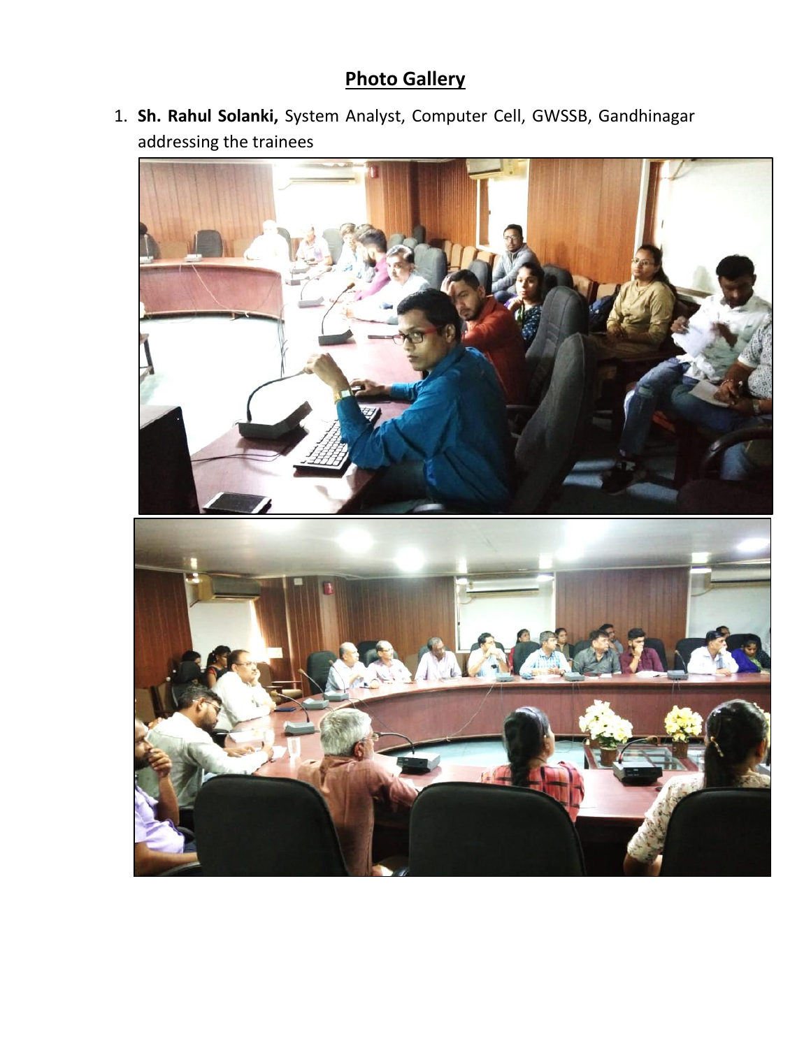# Photo Gallery

1. **Sh. Rahul Solanki,** System Analyst, Computer Cell, GWSSB, Gandhinagar addressing the trainees